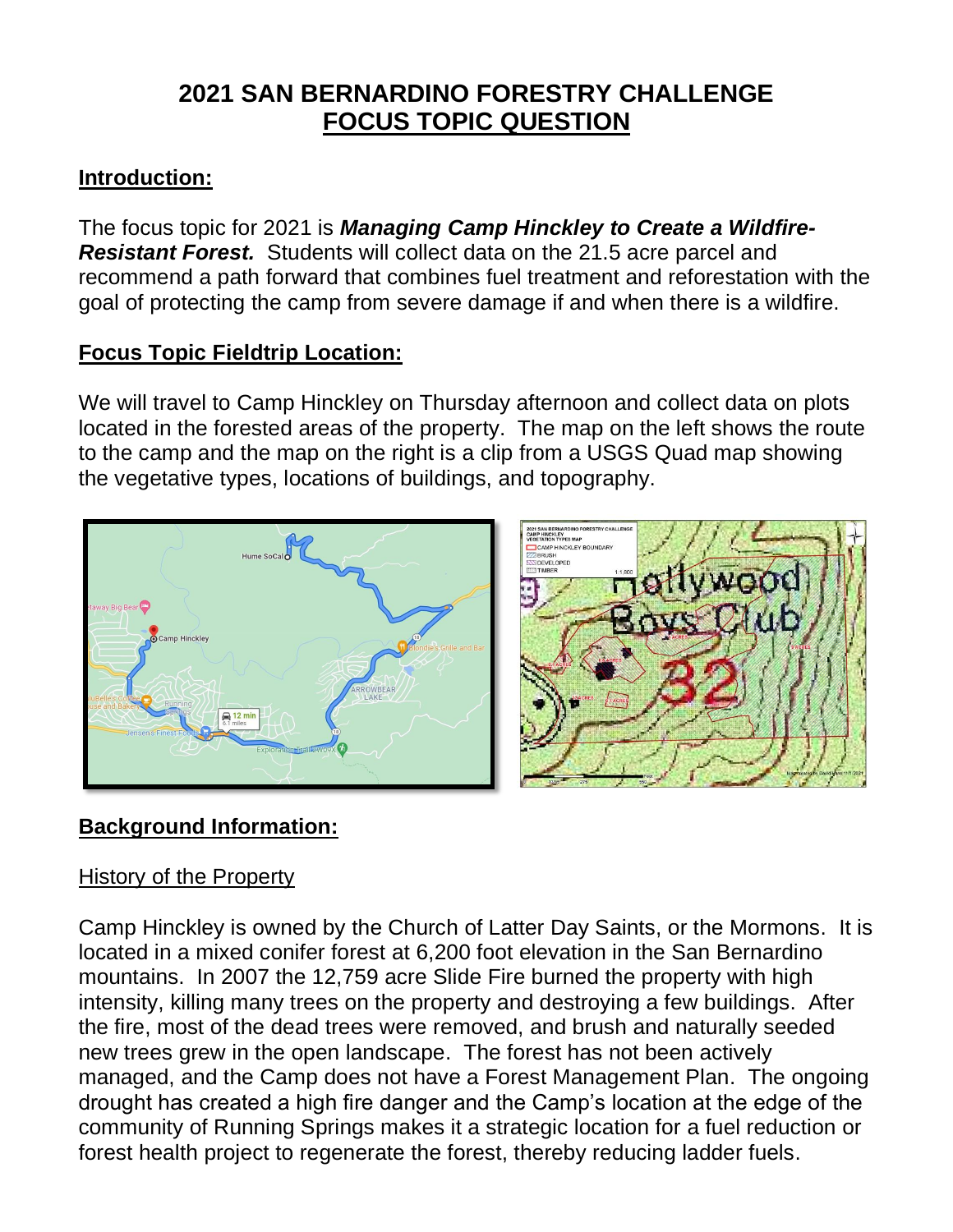# 2021 SAN BERNARDINO FORESTRY CHALLENGE
## FOCUS TOPIC QUESTION

### Introduction:

The focus topic for 2021 is ***Managing Camp Hinckley to Create a Wildfire-Resistant Forest.*** Students will collect data on the 21.5 acre parcel and recommend a path forward that combines fuel treatment and reforestation with the goal of protecting the camp from severe damage if and when there is a wildfire.

### Focus Topic Fieldtrip Location:

We will travel to Camp Hinckley on Thursday afternoon and collect data on plots located in the forested areas of the property. The map on the left shows the route to the camp and the map on the right is a clip from a USGS Quad map showing the vegetative types, locations of buildings, and topography.

### Background Information:

History of the Property

Camp Hinckley is owned by the Church of Latter Day Saints, or the Mormons. It is located in a mixed conifer forest at 6,200 foot elevation in the San Bernardino mountains. In 2007 the 12,759 acre Slide Fire burned the property with high intensity, killing many trees on the property and destroying a few buildings. After the fire, most of the dead trees were removed, and brush and naturally seeded new trees grew in the open landscape. The forest has not been actively managed, and the Camp does not have a Forest Management Plan. The ongoing drought has created a high fire danger and the Camp's location at the edge of the community of Running Springs makes it a strategic location for a fuel reduction or forest health project to regenerate the forest, thereby reducing ladder fuels.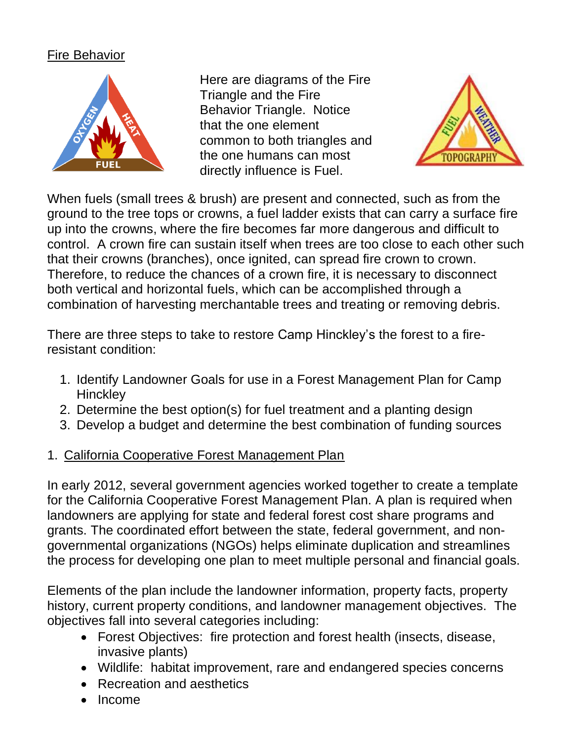Fire Behavior

Here are diagrams of the Fire Triangle and the Fire Behavior Triangle. Notice that the one element common to both triangles and the one humans can most directly influence is Fuel.

When fuels (small trees & brush) are present and connected, such as from the ground to the tree tops or crowns, a fuel ladder exists that can carry a surface fire up into the crowns, where the fire becomes far more dangerous and difficult to control. A crown fire can sustain itself when trees are too close to each other such that their crowns (branches), once ignited, can spread fire crown to crown. Therefore, to reduce the chances of a crown fire, it is necessary to disconnect both vertical and horizontal fuels, which can be accomplished through a combination of harvesting merchantable trees and treating or removing debris.

There are three steps to take to restore Camp Hinckley's the forest to a fire-resistant condition:

1. Identify Landowner Goals for use in a Forest Management Plan for Camp Hinckley
2. Determine the best option(s) for fuel treatment and a planting design
3. Develop a budget and determine the best combination of funding sources

## 1. California Cooperative Forest Management Plan

In early 2012, several government agencies worked together to create a template for the California Cooperative Forest Management Plan. A plan is required when landowners are applying for state and federal forest cost share programs and grants. The coordinated effort between the state, federal government, and non-governmental organizations (NGOs) helps eliminate duplication and streamlines the process for developing one plan to meet multiple personal and financial goals.

Elements of the plan include the landowner information, property facts, property history, current property conditions, and landowner management objectives. The objectives fall into several categories including:

- Forest Objectives: fire protection and forest health (insects, disease, invasive plants)
- Wildlife: habitat improvement, rare and endangered species concerns
- Recreation and aesthetics
- Income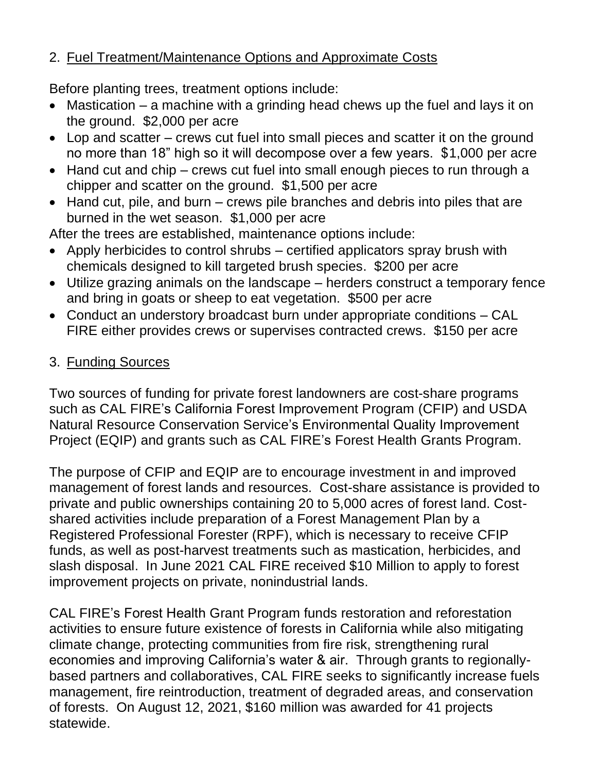2. Fuel Treatment/Maintenance Options and Approximate Costs

Before planting trees, treatment options include:

- Mastication – a machine with a grinding head chews up the fuel and lays it on the ground. $2,000 per acre
- Lop and scatter – crews cut fuel into small pieces and scatter it on the ground no more than 18" high so it will decompose over a few years. $1,000 per acre
- Hand cut and chip – crews cut fuel into small enough pieces to run through a chipper and scatter on the ground. $1,500 per acre
- Hand cut, pile, and burn – crews pile branches and debris into piles that are burned in the wet season. $1,000 per acre

After the trees are established, maintenance options include:

- Apply herbicides to control shrubs – certified applicators spray brush with chemicals designed to kill targeted brush species. $200 per acre
- Utilize grazing animals on the landscape – herders construct a temporary fence and bring in goats or sheep to eat vegetation. $500 per acre
- Conduct an understory broadcast burn under appropriate conditions – CAL FIRE either provides crews or supervises contracted crews. $150 per acre

3. Funding Sources

Two sources of funding for private forest landowners are cost-share programs such as CAL FIRE's California Forest Improvement Program (CFIP) and USDA Natural Resource Conservation Service's Environmental Quality Improvement Project (EQIP) and grants such as CAL FIRE's Forest Health Grants Program.

The purpose of CFIP and EQIP are to encourage investment in and improved management of forest lands and resources. Cost-share assistance is provided to private and public ownerships containing 20 to 5,000 acres of forest land. Cost-shared activities include preparation of a Forest Management Plan by a Registered Professional Forester (RPF), which is necessary to receive CFIP funds, as well as post-harvest treatments such as mastication, herbicides, and slash disposal. In June 2021 CAL FIRE received $10 Million to apply to forest improvement projects on private, nonindustrial lands.

CAL FIRE's Forest Health Grant Program funds restoration and reforestation activities to ensure future existence of forests in California while also mitigating climate change, protecting communities from fire risk, strengthening rural economies and improving California's water & air. Through grants to regionally-based partners and collaboratives, CAL FIRE seeks to significantly increase fuels management, fire reintroduction, treatment of degraded areas, and conservation of forests. On August 12, 2021, $160 million was awarded for 41 projects statewide.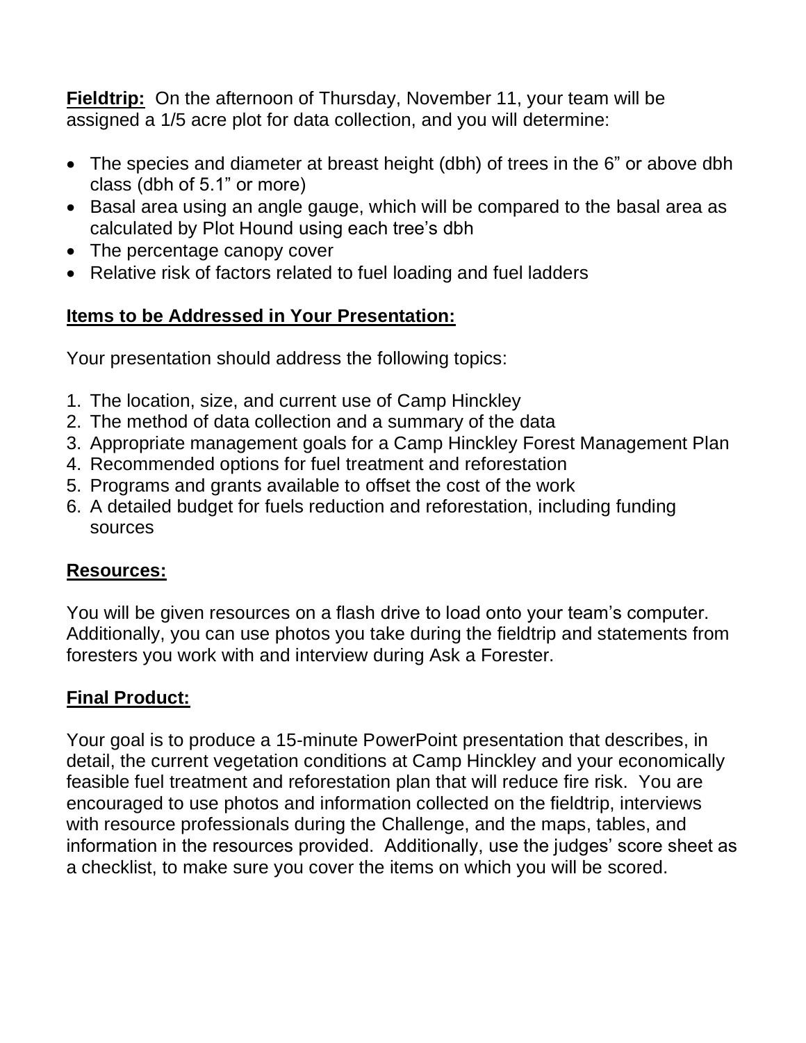**Fieldtrip:** On the afternoon of Thursday, November 11, your team will be assigned a 1/5 acre plot for data collection, and you will determine:

- The species and diameter at breast height (dbh) of trees in the 6" or above dbh class (dbh of 5.1" or more)
- Basal area using an angle gauge, which will be compared to the basal area as calculated by Plot Hound using each tree's dbh
- The percentage canopy cover
- Relative risk of factors related to fuel loading and fuel ladders

## Items to be Addressed in Your Presentation:

Your presentation should address the following topics:

1. The location, size, and current use of Camp Hinckley
2. The method of data collection and a summary of the data
3. Appropriate management goals for a Camp Hinckley Forest Management Plan
4. Recommended options for fuel treatment and reforestation
5. Programs and grants available to offset the cost of the work
6. A detailed budget for fuels reduction and reforestation, including funding sources

## Resources:

You will be given resources on a flash drive to load onto your team's computer. Additionally, you can use photos you take during the fieldtrip and statements from foresters you work with and interview during Ask a Forester.

## Final Product:

Your goal is to produce a 15-minute PowerPoint presentation that describes, in detail, the current vegetation conditions at Camp Hinckley and your economically feasible fuel treatment and reforestation plan that will reduce fire risk. You are encouraged to use photos and information collected on the fieldtrip, interviews with resource professionals during the Challenge, and the maps, tables, and information in the resources provided. Additionally, use the judges' score sheet as a checklist, to make sure you cover the items on which you will be scored.